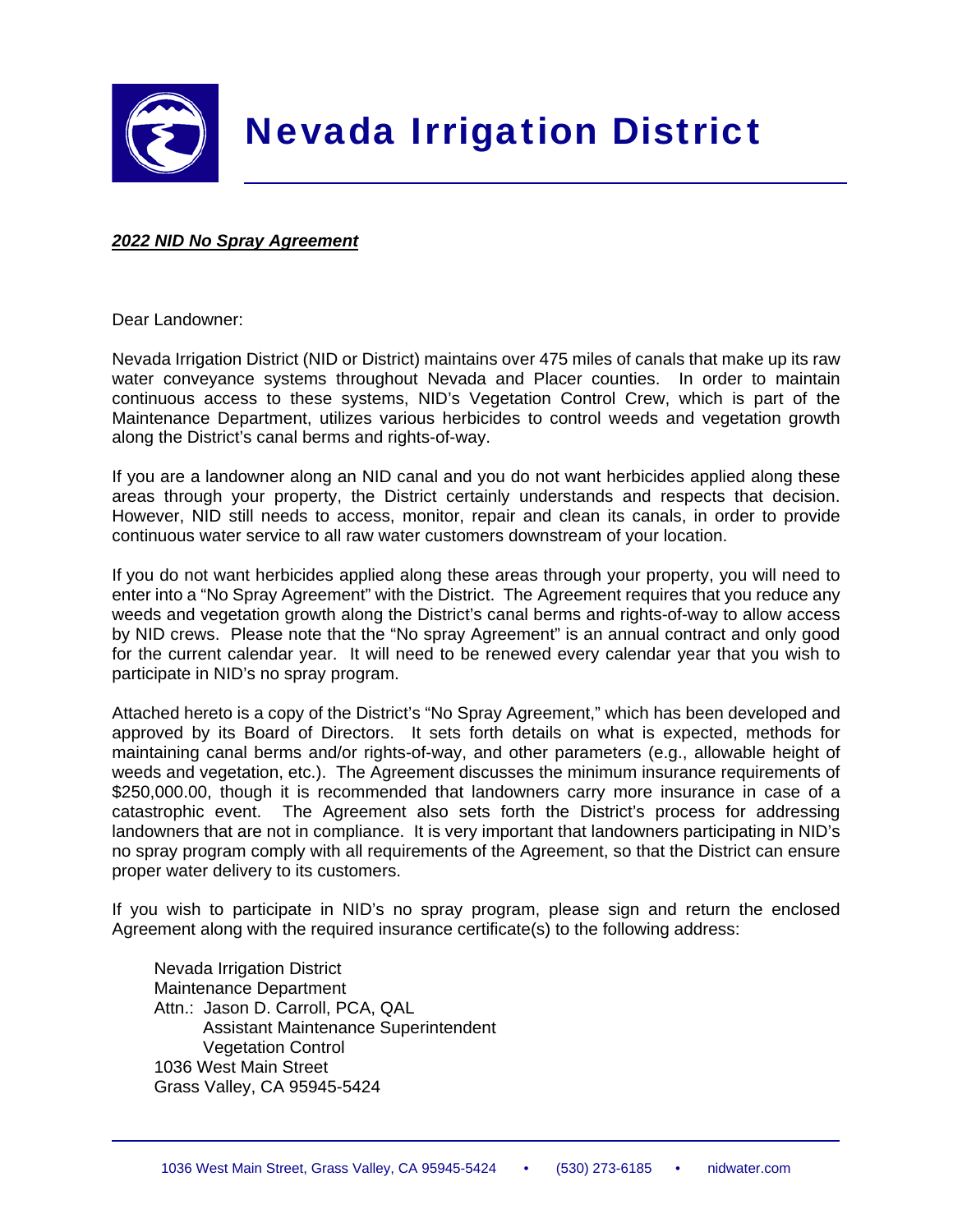# Nevada Irrigation District

***2022 NID No Spray Agreement***

Dear Landowner:

Nevada Irrigation District (NID or District) maintains over 475 miles of canals that make up its raw water conveyance systems throughout Nevada and Placer counties. In order to maintain continuous access to these systems, NID's Vegetation Control Crew, which is part of the Maintenance Department, utilizes various herbicides to control weeds and vegetation growth along the District's canal berms and rights-of-way.

If you are a landowner along an NID canal and you do not want herbicides applied along these areas through your property, the District certainly understands and respects that decision. However, NID still needs to access, monitor, repair and clean its canals, in order to provide continuous water service to all raw water customers downstream of your location.

If you do not want herbicides applied along these areas through your property, you will need to enter into a "No Spray Agreement" with the District. The Agreement requires that you reduce any weeds and vegetation growth along the District's canal berms and rights-of-way to allow access by NID crews. Please note that the "No spray Agreement" is an annual contract and only good for the current calendar year. It will need to be renewed every calendar year that you wish to participate in NID's no spray program.

Attached hereto is a copy of the District's "No Spray Agreement," which has been developed and approved by its Board of Directors. It sets forth details on what is expected, methods for maintaining canal berms and/or rights-of-way, and other parameters (e.g., allowable height of weeds and vegetation, etc.). The Agreement discusses the minimum insurance requirements of $250,000.00, though it is recommended that landowners carry more insurance in case of a catastrophic event. The Agreement also sets forth the District's process for addressing landowners that are not in compliance. It is very important that landowners participating in NID's no spray program comply with all requirements of the Agreement, so that the District can ensure proper water delivery to its customers.

If you wish to participate in NID's no spray program, please sign and return the enclosed Agreement along with the required insurance certificate(s) to the following address:

Nevada Irrigation District  
Maintenance Department  
Attn.: Jason D. Carroll, PCA, QAL  
Assistant Maintenance Superintendent  
Vegetation Control  
1036 West Main Street  
Grass Valley, CA 95945-5424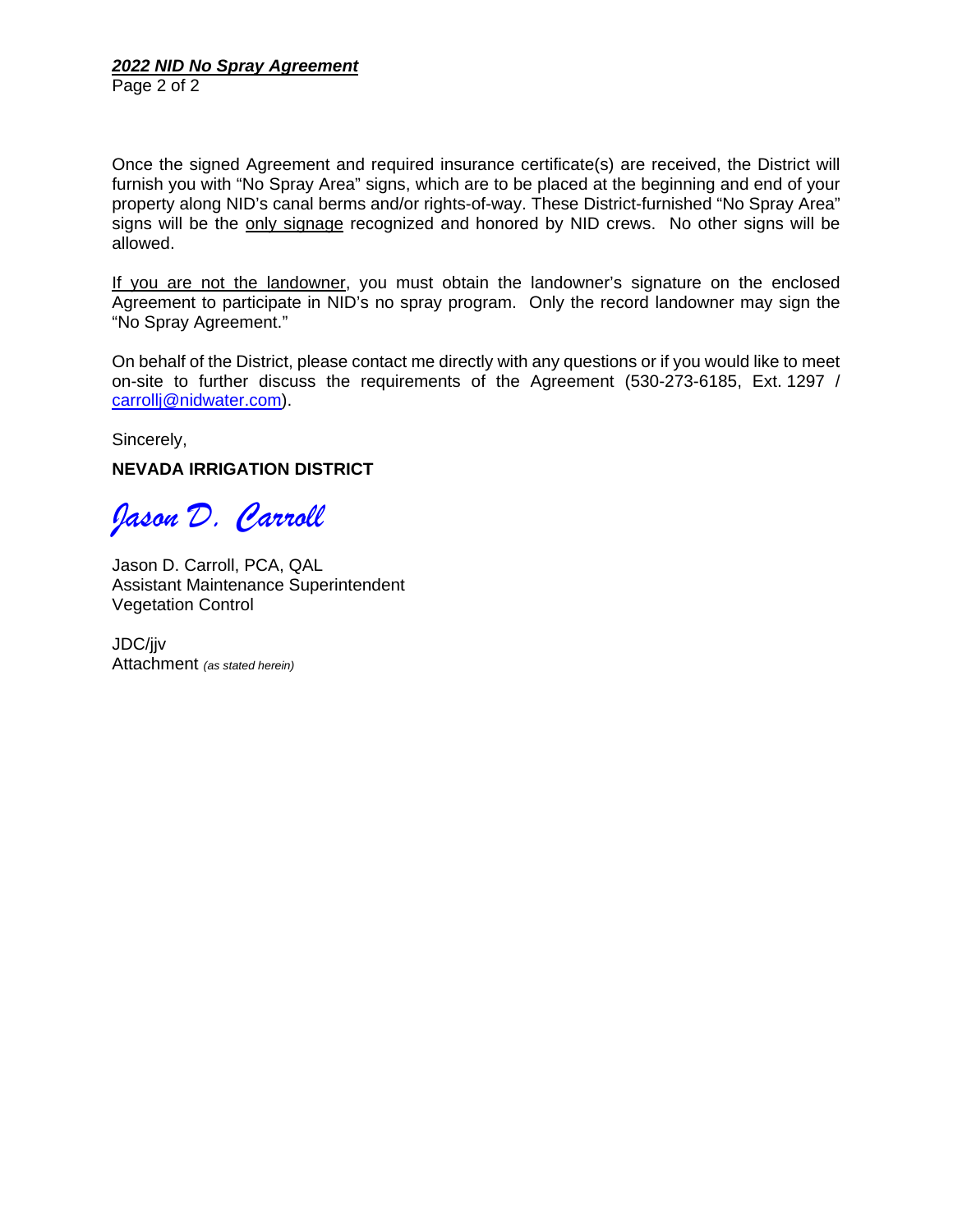Once the signed Agreement and required insurance certificate(s) are received, the District will furnish you with “No Spray Area” signs, which are to be placed at the beginning and end of your property along NID’s canal berms and/or rights-of-way. These District-furnished “No Spray Area” signs will be the only signage recognized and honored by NID crews. No other signs will be allowed.

If you are not the landowner, you must obtain the landowner’s signature on the enclosed Agreement to participate in NID’s no spray program. Only the record landowner may sign the “No Spray Agreement.”

On behalf of the District, please contact me directly with any questions or if you would like to meet on-site to further discuss the requirements of the Agreement (530-273-6185, Ext. 1297 / carrollj@nidwater.com).

Sincerely,

**NEVADA IRRIGATION DISTRICT**

*Jason D. Carroll*

Jason D. Carroll, PCA, QAL
Assistant Maintenance Superintendent
Vegetation Control

JDC/jjv
Attachment *(as stated herein)*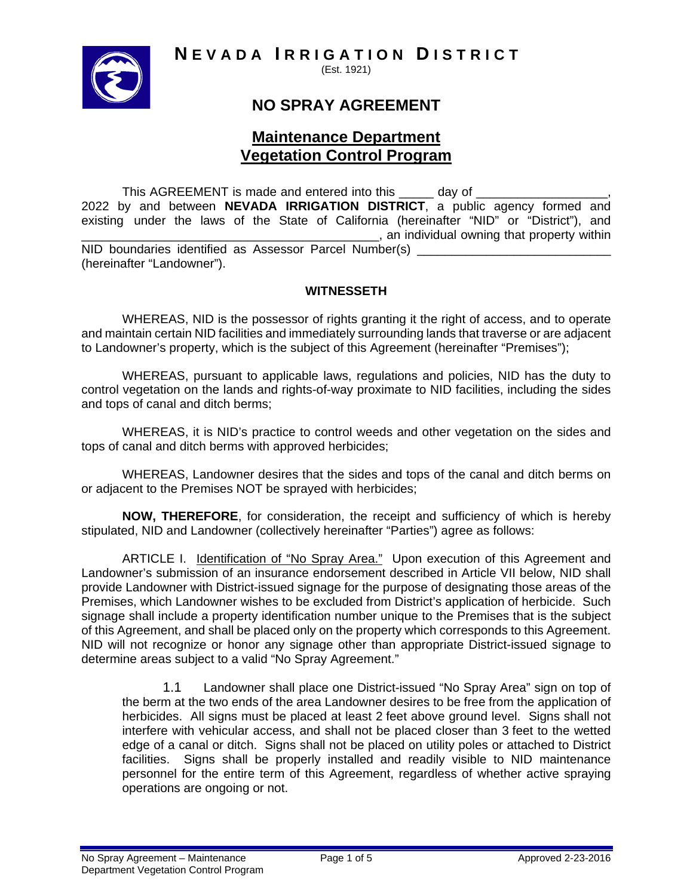**NEVADA IRRIGATION DISTRICT**

(Est. 1921)

# NO SPRAY AGREEMENT

## Maintenance Department
## Vegetation Control Program

This AGREEMENT is made and entered into this _____ day of __________________, 2022 by and between **NEVADA IRRIGATION DISTRICT**, a public agency formed and existing under the laws of the State of California (hereinafter "NID" or "District"), and ________________________________________, an individual owning that property within NID boundaries identified as Assessor Parcel Number(s) ____________________________ (hereinafter "Landowner").

**WITNESSETH**

WHEREAS, NID is the possessor of rights granting it the right of access, and to operate and maintain certain NID facilities and immediately surrounding lands that traverse or are adjacent to Landowner's property, which is the subject of this Agreement (hereinafter "Premises");

WHEREAS, pursuant to applicable laws, regulations and policies, NID has the duty to control vegetation on the lands and rights-of-way proximate to NID facilities, including the sides and tops of canal and ditch berms;

WHEREAS, it is NID's practice to control weeds and other vegetation on the sides and tops of canal and ditch berms with approved herbicides;

WHEREAS, Landowner desires that the sides and tops of the canal and ditch berms on or adjacent to the Premises NOT be sprayed with herbicides;

**NOW, THEREFORE**, for consideration, the receipt and sufficiency of which is hereby stipulated, NID and Landowner (collectively hereinafter "Parties") agree as follows:

ARTICLE I. Identification of "No Spray Area." Upon execution of this Agreement and Landowner's submission of an insurance endorsement described in Article VII below, NID shall provide Landowner with District-issued signage for the purpose of designating those areas of the Premises, which Landowner wishes to be excluded from District's application of herbicide. Such signage shall include a property identification number unique to the Premises that is the subject of this Agreement, and shall be placed only on the property which corresponds to this Agreement. NID will not recognize or honor any signage other than appropriate District-issued signage to determine areas subject to a valid "No Spray Agreement."

1.1 Landowner shall place one District-issued "No Spray Area" sign on top of the berm at the two ends of the area Landowner desires to be free from the application of herbicides. All signs must be placed at least 2 feet above ground level. Signs shall not interfere with vehicular access, and shall not be placed closer than 3 feet to the wetted edge of a canal or ditch. Signs shall not be placed on utility poles or attached to District facilities. Signs shall be properly installed and readily visible to NID maintenance personnel for the entire term of this Agreement, regardless of whether active spraying operations are ongoing or not.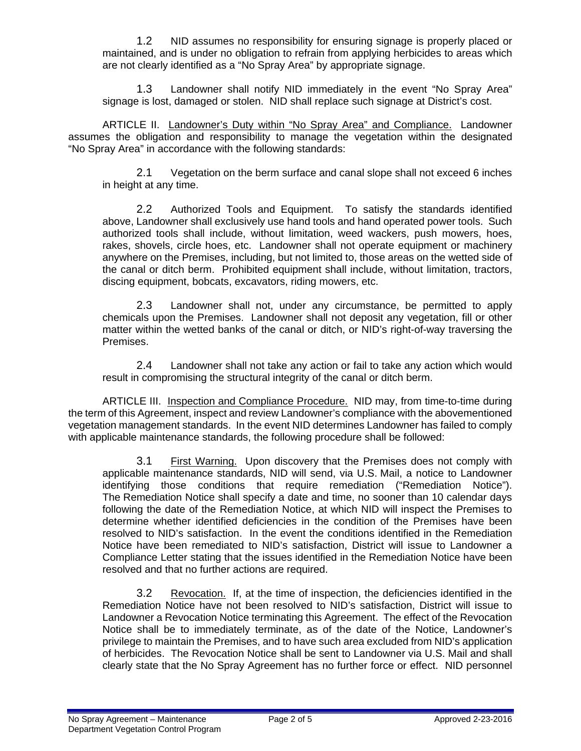1.2 NID assumes no responsibility for ensuring signage is properly placed or maintained, and is under no obligation to refrain from applying herbicides to areas which are not clearly identified as a "No Spray Area" by appropriate signage.

1.3 Landowner shall notify NID immediately in the event "No Spray Area" signage is lost, damaged or stolen. NID shall replace such signage at District's cost.

ARTICLE II. <u>Landowner's Duty within "No Spray Area" and Compliance.</u> Landowner assumes the obligation and responsibility to manage the vegetation within the designated "No Spray Area" in accordance with the following standards:

2.1 Vegetation on the berm surface and canal slope shall not exceed 6 inches in height at any time.

2.2 Authorized Tools and Equipment. To satisfy the standards identified above, Landowner shall exclusively use hand tools and hand operated power tools. Such authorized tools shall include, without limitation, weed wackers, push mowers, hoes, rakes, shovels, circle hoes, etc. Landowner shall not operate equipment or machinery anywhere on the Premises, including, but not limited to, those areas on the wetted side of the canal or ditch berm. Prohibited equipment shall include, without limitation, tractors, discing equipment, bobcats, excavators, riding mowers, etc.

2.3 Landowner shall not, under any circumstance, be permitted to apply chemicals upon the Premises. Landowner shall not deposit any vegetation, fill or other matter within the wetted banks of the canal or ditch, or NID's right-of-way traversing the Premises.

2.4 Landowner shall not take any action or fail to take any action which would result in compromising the structural integrity of the canal or ditch berm.

ARTICLE III. <u>Inspection and Compliance Procedure.</u> NID may, from time-to-time during the term of this Agreement, inspect and review Landowner's compliance with the abovementioned vegetation management standards. In the event NID determines Landowner has failed to comply with applicable maintenance standards, the following procedure shall be followed:

3.1 <u>First Warning.</u> Upon discovery that the Premises does not comply with applicable maintenance standards, NID will send, via U.S. Mail, a notice to Landowner identifying those conditions that require remediation ("Remediation Notice"). The Remediation Notice shall specify a date and time, no sooner than 10 calendar days following the date of the Remediation Notice, at which NID will inspect the Premises to determine whether identified deficiencies in the condition of the Premises have been resolved to NID's satisfaction. In the event the conditions identified in the Remediation Notice have been remediated to NID's satisfaction, District will issue to Landowner a Compliance Letter stating that the issues identified in the Remediation Notice have been resolved and that no further actions are required.

3.2 <u>Revocation.</u> If, at the time of inspection, the deficiencies identified in the Remediation Notice have not been resolved to NID's satisfaction, District will issue to Landowner a Revocation Notice terminating this Agreement. The effect of the Revocation Notice shall be to immediately terminate, as of the date of the Notice, Landowner's privilege to maintain the Premises, and to have such area excluded from NID's application of herbicides. The Revocation Notice shall be sent to Landowner via U.S. Mail and shall clearly state that the No Spray Agreement has no further force or effect. NID personnel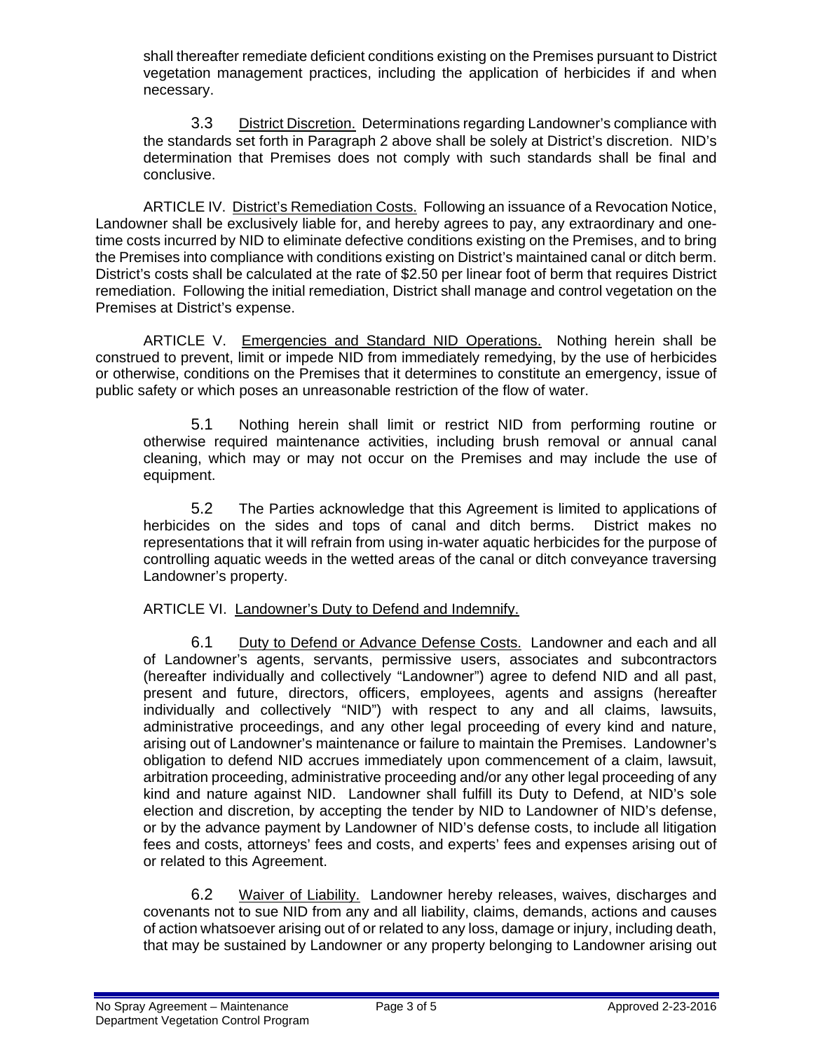shall thereafter remediate deficient conditions existing on the Premises pursuant to District vegetation management practices, including the application of herbicides if and when necessary.

3.3 District Discretion. Determinations regarding Landowner's compliance with the standards set forth in Paragraph 2 above shall be solely at District's discretion. NID's determination that Premises does not comply with such standards shall be final and conclusive.

ARTICLE IV. District's Remediation Costs. Following an issuance of a Revocation Notice, Landowner shall be exclusively liable for, and hereby agrees to pay, any extraordinary and one-time costs incurred by NID to eliminate defective conditions existing on the Premises, and to bring the Premises into compliance with conditions existing on District's maintained canal or ditch berm. District's costs shall be calculated at the rate of $2.50 per linear foot of berm that requires District remediation. Following the initial remediation, District shall manage and control vegetation on the Premises at District's expense.

ARTICLE V. Emergencies and Standard NID Operations. Nothing herein shall be construed to prevent, limit or impede NID from immediately remedying, by the use of herbicides or otherwise, conditions on the Premises that it determines to constitute an emergency, issue of public safety or which poses an unreasonable restriction of the flow of water.

5.1 Nothing herein shall limit or restrict NID from performing routine or otherwise required maintenance activities, including brush removal or annual canal cleaning, which may or may not occur on the Premises and may include the use of equipment.

5.2 The Parties acknowledge that this Agreement is limited to applications of herbicides on the sides and tops of canal and ditch berms. District makes no representations that it will refrain from using in-water aquatic herbicides for the purpose of controlling aquatic weeds in the wetted areas of the canal or ditch conveyance traversing Landowner's property.

ARTICLE VI. Landowner's Duty to Defend and Indemnify.

6.1 Duty to Defend or Advance Defense Costs. Landowner and each and all of Landowner's agents, servants, permissive users, associates and subcontractors (hereafter individually and collectively "Landowner") agree to defend NID and all past, present and future, directors, officers, employees, agents and assigns (hereafter individually and collectively "NID") with respect to any and all claims, lawsuits, administrative proceedings, and any other legal proceeding of every kind and nature, arising out of Landowner's maintenance or failure to maintain the Premises. Landowner's obligation to defend NID accrues immediately upon commencement of a claim, lawsuit, arbitration proceeding, administrative proceeding and/or any other legal proceeding of any kind and nature against NID. Landowner shall fulfill its Duty to Defend, at NID's sole election and discretion, by accepting the tender by NID to Landowner of NID's defense, or by the advance payment by Landowner of NID's defense costs, to include all litigation fees and costs, attorneys' fees and costs, and experts' fees and expenses arising out of or related to this Agreement.

6.2 Waiver of Liability. Landowner hereby releases, waives, discharges and covenants not to sue NID from any and all liability, claims, demands, actions and causes of action whatsoever arising out of or related to any loss, damage or injury, including death, that may be sustained by Landowner or any property belonging to Landowner arising out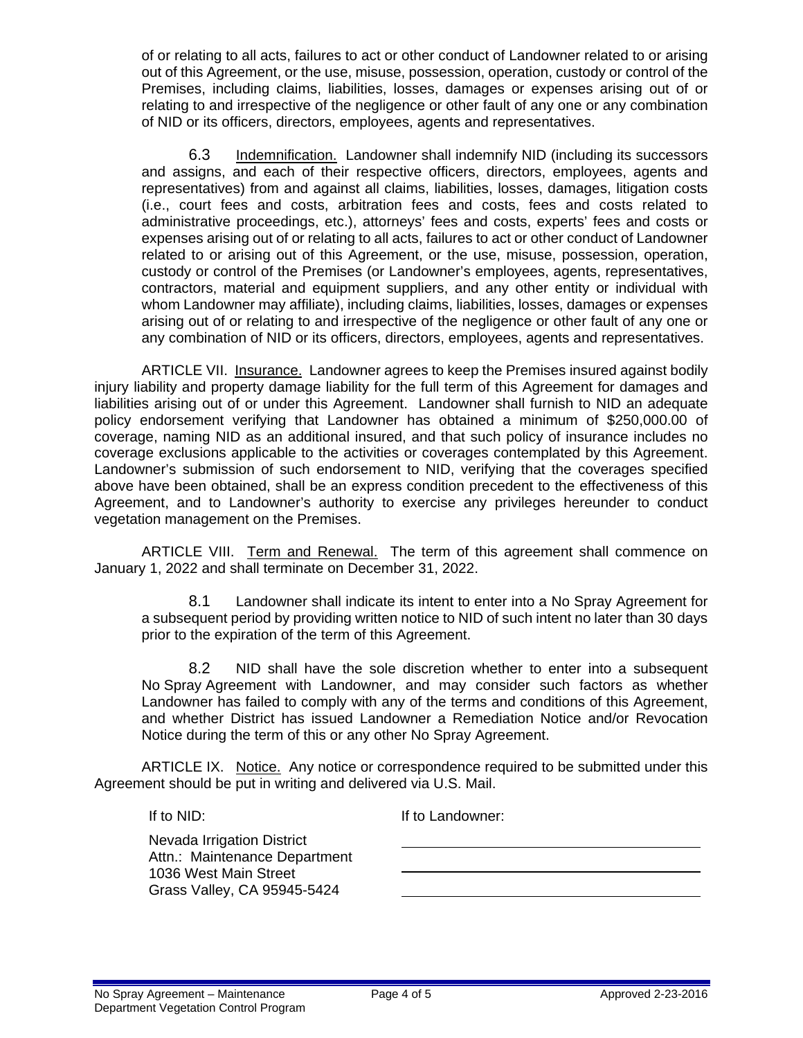of or relating to all acts, failures to act or other conduct of Landowner related to or arising out of this Agreement, or the use, misuse, possession, operation, custody or control of the Premises, including claims, liabilities, losses, damages or expenses arising out of or relating to and irrespective of the negligence or other fault of any one or any combination of NID or its officers, directors, employees, agents and representatives.

6.3 Indemnification. Landowner shall indemnify NID (including its successors and assigns, and each of their respective officers, directors, employees, agents and representatives) from and against all claims, liabilities, losses, damages, litigation costs (i.e., court fees and costs, arbitration fees and costs, fees and costs related to administrative proceedings, etc.), attorneys' fees and costs, experts' fees and costs or expenses arising out of or relating to all acts, failures to act or other conduct of Landowner related to or arising out of this Agreement, or the use, misuse, possession, operation, custody or control of the Premises (or Landowner's employees, agents, representatives, contractors, material and equipment suppliers, and any other entity or individual with whom Landowner may affiliate), including claims, liabilities, losses, damages or expenses arising out of or relating to and irrespective of the negligence or other fault of any one or any combination of NID or its officers, directors, employees, agents and representatives.

ARTICLE VII. Insurance. Landowner agrees to keep the Premises insured against bodily injury liability and property damage liability for the full term of this Agreement for damages and liabilities arising out of or under this Agreement. Landowner shall furnish to NID an adequate policy endorsement verifying that Landowner has obtained a minimum of $250,000.00 of coverage, naming NID as an additional insured, and that such policy of insurance includes no coverage exclusions applicable to the activities or coverages contemplated by this Agreement. Landowner's submission of such endorsement to NID, verifying that the coverages specified above have been obtained, shall be an express condition precedent to the effectiveness of this Agreement, and to Landowner's authority to exercise any privileges hereunder to conduct vegetation management on the Premises.

ARTICLE VIII. Term and Renewal. The term of this agreement shall commence on January 1, 2022 and shall terminate on December 31, 2022.

8.1 Landowner shall indicate its intent to enter into a No Spray Agreement for a subsequent period by providing written notice to NID of such intent no later than 30 days prior to the expiration of the term of this Agreement.

8.2 NID shall have the sole discretion whether to enter into a subsequent No Spray Agreement with Landowner, and may consider such factors as whether Landowner has failed to comply with any of the terms and conditions of this Agreement, and whether District has issued Landowner a Remediation Notice and/or Revocation Notice during the term of this or any other No Spray Agreement.

ARTICLE IX. Notice. Any notice or correspondence required to be submitted under this Agreement should be put in writing and delivered via U.S. Mail.

If to NID:

Nevada Irrigation District
Attn.: Maintenance Department
1036 West Main Street
Grass Valley, CA 95945-5424

If to Landowner:

\_\_\_\_\_\_\_\_\_\_\_\_\_\_\_\_\_\_\_\_\_\_\_\_\_\_\_\_\_\_\_\_\_\_\_\_

\_\_\_\_\_\_\_\_\_\_\_\_\_\_\_\_\_\_\_\_\_\_\_\_\_\_\_\_\_\_\_\_\_\_\_\_

\_\_\_\_\_\_\_\_\_\_\_\_\_\_\_\_\_\_\_\_\_\_\_\_\_\_\_\_\_\_\_\_\_\_\_\_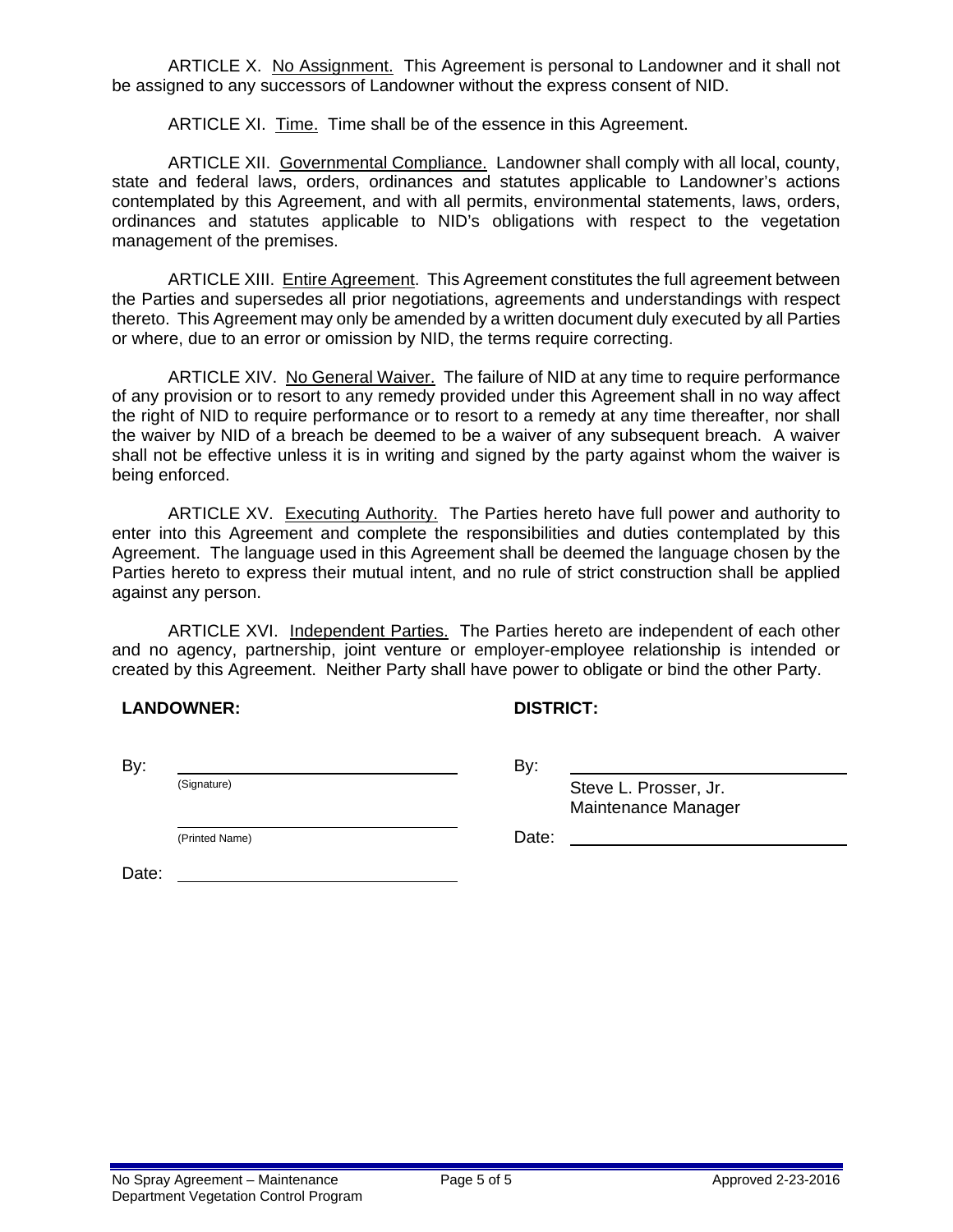ARTICLE X. <u>No Assignment.</u> This Agreement is personal to Landowner and it shall not be assigned to any successors of Landowner without the express consent of NID.

ARTICLE XI. <u>Time.</u> Time shall be of the essence in this Agreement.

ARTICLE XII. <u>Governmental Compliance.</u> Landowner shall comply with all local, county, state and federal laws, orders, ordinances and statutes applicable to Landowner's actions contemplated by this Agreement, and with all permits, environmental statements, laws, orders, ordinances and statutes applicable to NID's obligations with respect to the vegetation management of the premises.

ARTICLE XIII. <u>Entire Agreement</u>. This Agreement constitutes the full agreement between the Parties and supersedes all prior negotiations, agreements and understandings with respect thereto. This Agreement may only be amended by a written document duly executed by all Parties or where, due to an error or omission by NID, the terms require correcting.

ARTICLE XIV. <u>No General Waiver.</u> The failure of NID at any time to require performance of any provision or to resort to any remedy provided under this Agreement shall in no way affect the right of NID to require performance or to resort to a remedy at any time thereafter, nor shall the waiver by NID of a breach be deemed to be a waiver of any subsequent breach. A waiver shall not be effective unless it is in writing and signed by the party against whom the waiver is being enforced.

ARTICLE XV. <u>Executing Authority.</u> The Parties hereto have full power and authority to enter into this Agreement and complete the responsibilities and duties contemplated by this Agreement. The language used in this Agreement shall be deemed the language chosen by the Parties hereto to express their mutual intent, and no rule of strict construction shall be applied against any person.

ARTICLE XVI. <u>Independent Parties.</u> The Parties hereto are independent of each other and no agency, partnership, joint venture or employer-employee relationship is intended or created by this Agreement. Neither Party shall have power to obligate or bind the other Party.

**LANDOWNER:**

By: ______________________________
(Signature)

______________________________
(Printed Name)

Date: ______________________________

**DISTRICT:**

By: ______________________________
Steve L. Prosser, Jr.
Maintenance Manager

Date: ______________________________

No Spray Agreement – Maintenance Department Vegetation Control Program

Approved 2-23-2016